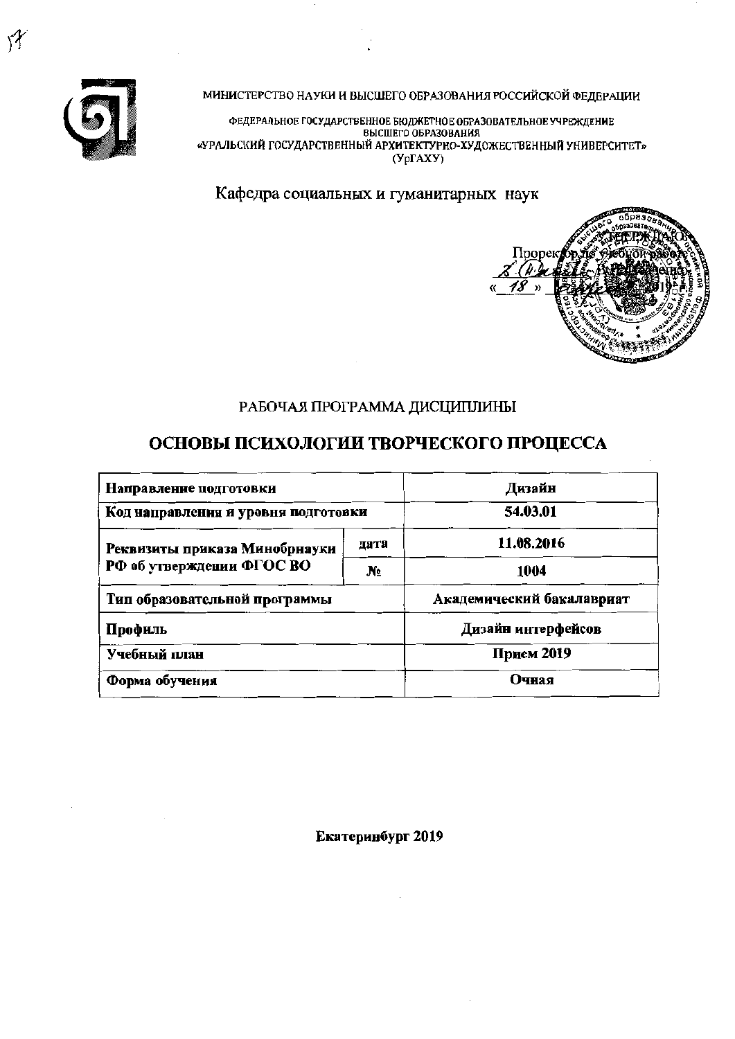МИНИСТЕРСТВО НАУКИ И ВЫСШЕГО ОБРАЗОВАНИЯ РОССИЙСКОЙ ФЕДЕРАЦИИ

ФЕДЕРАЛЬНОЕ ГОСУДАРСТВЕННОЕ БЮДЖЕТНОЕ ОБРАЗОВАТЕЛЬНОЕ УЧРЕЖДЕНИЕ
ВЫСШЕГО ОБРАЗОВАНИЯ
«УРАЛЬСКИЙ ГОСУДАРСТВЕННЫЙ АРХИТЕКТУРНО-ХУДОЖЕСТВЕННЫЙ УНИВЕРСИТЕТ»
(УрГАХУ)

Кафедра социальных и гуманитарных наук

УТВЕРЖДАЮ
Проректор по учебной работе
«18» ... 2019

РАБОЧАЯ ПРОГРАММА ДИСЦИПЛИНЫ

# ОСНОВЫ ПСИХОЛОГИИ ТВОРЧЕСКОГО ПРОЦЕССА

| | | |
|---|---|---|
| **Направление подготовки** | | **Дизайн** |
| **Код направления и уровня подготовки** | | **54.03.01** |
| **Реквизиты приказа Минобрнауки РФ об утверждении ФГОС ВО** | дата | **11.08.2016** |
| | № | **1004** |
| **Тип образовательной программы** | | **Академический бакалавриат** |
| **Профиль** | | **Дизайн интерфейсов** |
| **Учебный план** | | **Прием 2019** |
| **Форма обучения** | | **Очная** |

**Екатеринбург 2019**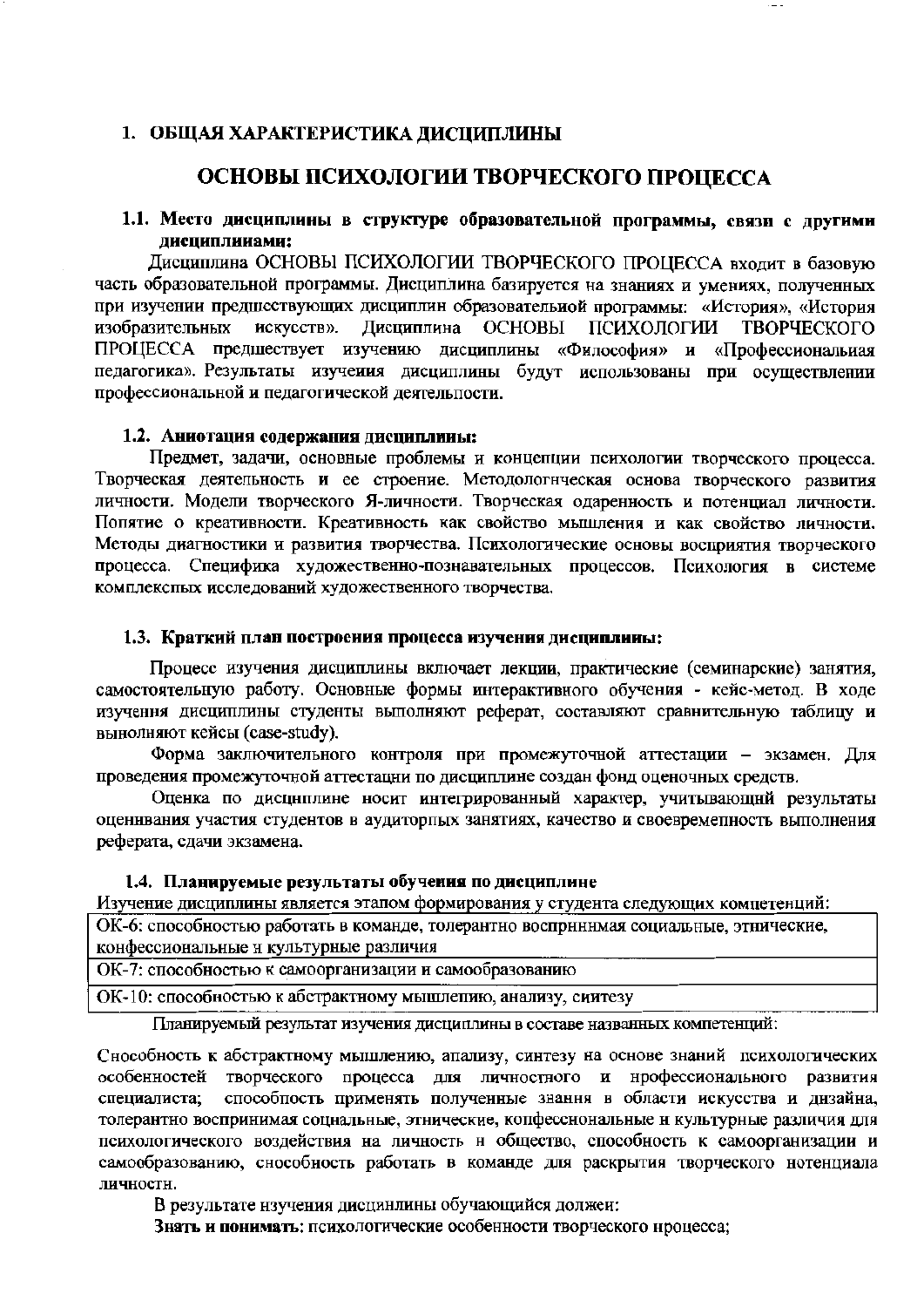## 1. ОБЩАЯ ХАРАКТЕРИСТИКА ДИСЦИПЛИНЫ

# ОСНОВЫ ПСИХОЛОГИИ ТВОРЧЕСКОГО ПРОЦЕССА

### 1.1. Место дисциплины в структуре образовательной программы, связи с другими дисциплинами:

Дисциплина ОСНОВЫ ПСИХОЛОГИИ ТВОРЧЕСКОГО ПРОЦЕССА входит в базовую часть образовательной программы. Дисциплина базируется на знаниях и умениях, полученных при изучении предшествующих дисциплин образовательной программы: «История», «История изобразительных искусств». Дисциплина ОСНОВЫ ПСИХОЛОГИИ ТВОРЧЕСКОГО ПРОЦЕССА предшествует изучению дисциплины «Философия» и «Профессиональная педагогика». Результаты изучения дисциплины будут использованы при осуществлении профессиональной и педагогической деятельности.

### 1.2. Аннотация содержания дисциплины:

Предмет, задачи, основные проблемы и концепции психологии творческого процесса. Творческая деятельность и ее строение. Методологическая основа творческого развития личности. Модели творческого Я-личности. Творческая одаренность и потенциал личности. Понятие о креативности. Креативность как свойство мышления и как свойство личности. Методы диагностики и развития творчества. Психологические основы восприятия творческого процесса. Специфика художественно-познавательных процессов. Психология в системе комплексных исследований художественного творчества.

### 1.3. Краткий план построения процесса изучения дисциплины:

Процесс изучения дисциплины включает лекции, практические (семинарские) занятия, самостоятельную работу. Основные формы интерактивного обучения - кейс-метод. В ходе изучения дисциплины студенты выполняют реферат, составляют сравнительную таблицу и выполняют кейсы (case-study).

Форма заключительного контроля при промежуточной аттестации – экзамен. Для проведения промежуточной аттестации по дисциплине создан фонд оценочных средств.

Оценка по дисциплине носит интегрированный характер, учитывающий результаты оценивания участия студентов в аудиторных занятиях, качество и своевременность выполнения реферата, сдачи экзамена.

### 1.4. Планируемые результаты обучения по дисциплине

Изучение дисциплины является этапом формирования у студента следующих компетенций:

| |
|---|
| ОК-6: способностью работать в команде, толерантно воспринимая социальные, этнические, конфессиональные и культурные различия |
| ОК-7: способностью к самоорганизации и самообразованию |
| ОК-10: способностью к абстрактному мышлению, анализу, синтезу |

Планируемый результат изучения дисциплины в составе названных компетенций:

Способность к абстрактному мышлению, анализу, синтезу на основе знаний психологических особенностей творческого процесса для личностного и профессионального развития специалиста; способность применять полученные знания в области искусства и дизайна, толерантно воспринимая социальные, этнические, конфессиональные и культурные различия для психологического воздействия на личность и общество, способность к самоорганизации и самообразованию, способность работать в команде для раскрытия творческого потенциала личности.

В результате изучения дисциплины обучающийся должен:

**Знать и понимать:** психологические особенности творческого процесса;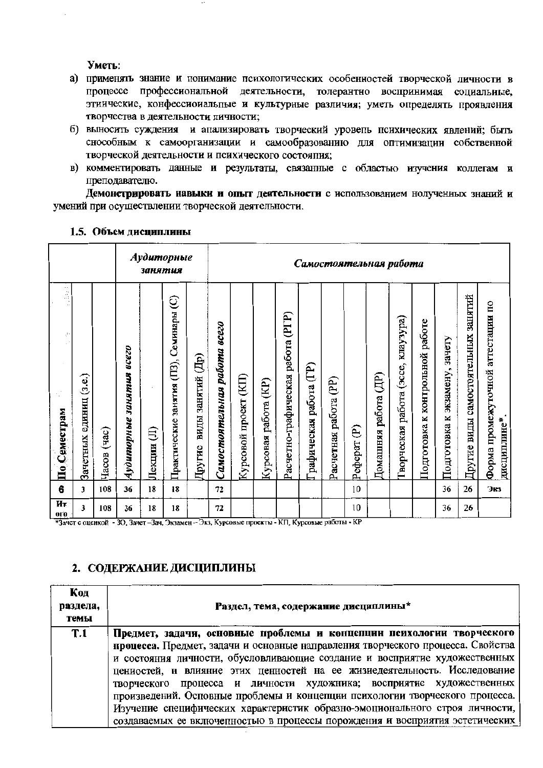**Уметь**:

а) применять знание и понимание психологических особенностей творческой личности в процессе профессиональной деятельности, толерантно воспринимая социальные, этические, конфессиональные и культурные различия; уметь определять проявления творчества в деятельности личности;

б) выносить суждения и анализировать творческий уровень психических явлений; быть способным к самоорганизации и самообразованию для оптимизации собственной творческой деятельности и психического состояния;

в) комментировать данные и результаты, связанные с областью изучения коллегам и преподавателю.

**Демонстрировать навыки и опыт деятельности** с использованием полученных знаний и умений при осуществлении творческой деятельности.

### 1.5. Объем дисциплины

| | | | *Аудиторные занятия* | | | | *Самостоятельная работа* | | | | | | | | | | | | | |
|---|---|---|---|---|---|---|---|---|---|---|---|---|---|---|---|---|---|---|---|---|
| По Семестрам | Зачетных единиц (з.е.) | Часов (час) | *Аудиторные занятия всего* | Лекции (Л) | Практические занятия (ПЗ), Семинары (С) | Другие виды занятий (Др) | *Самостоятельная работа всего* | Курсовой проект (КП) | Курсовая работа (КР) | Расчетно-графическая работа (РГР) | Графическая работа (ГР) | Расчетная работа (РР) | Реферат (Р) | Домашняя работа (ДР) | Творческая работа (эссе, клаузура) | Подготовка к контрольной работе | Подготовка к экзамену, зачету | Другие виды самостоятельных занятий | Форма промежуточной аттестации по дисциплине* |
| 6 | 3 | 108 | 36 | 18 | 18 | | 72 | | | | | | 10 | | | | 36 | 26 | Экз |
| Итого | 3 | 108 | 36 | 18 | 18 | | 72 | | | | | | 10 | | | | 36 | 26 | |

*Зачет с оценкой - ЗО, Зачет –Зач, Экзамен – Экз, Курсовые проекты - КП, Курсовые работы - КР

## 2. СОДЕРЖАНИЕ ДИСЦИПЛИНЫ

| Код раздела, темы | Раздел, тема, содержание дисциплины* |
|---|---|
| Т.1 | **Предмет, задачи, основные проблемы и концепции психологии творческого процесса.** Предмет, задачи и основные направления творческого процесса. Свойства и состояния личности, обусловливающие создание и восприятие художественных ценностей, и влияние этих ценностей на ее жизнедеятельность. Исследование творческого процесса и личности художника; восприятие художественных произведений. Основные проблемы и концепции психологии творческого процесса. Изучение специфических характеристик образно-эмоционального строя личности, создаваемых ее включенностью в процессы порождения и восприятия эстетических |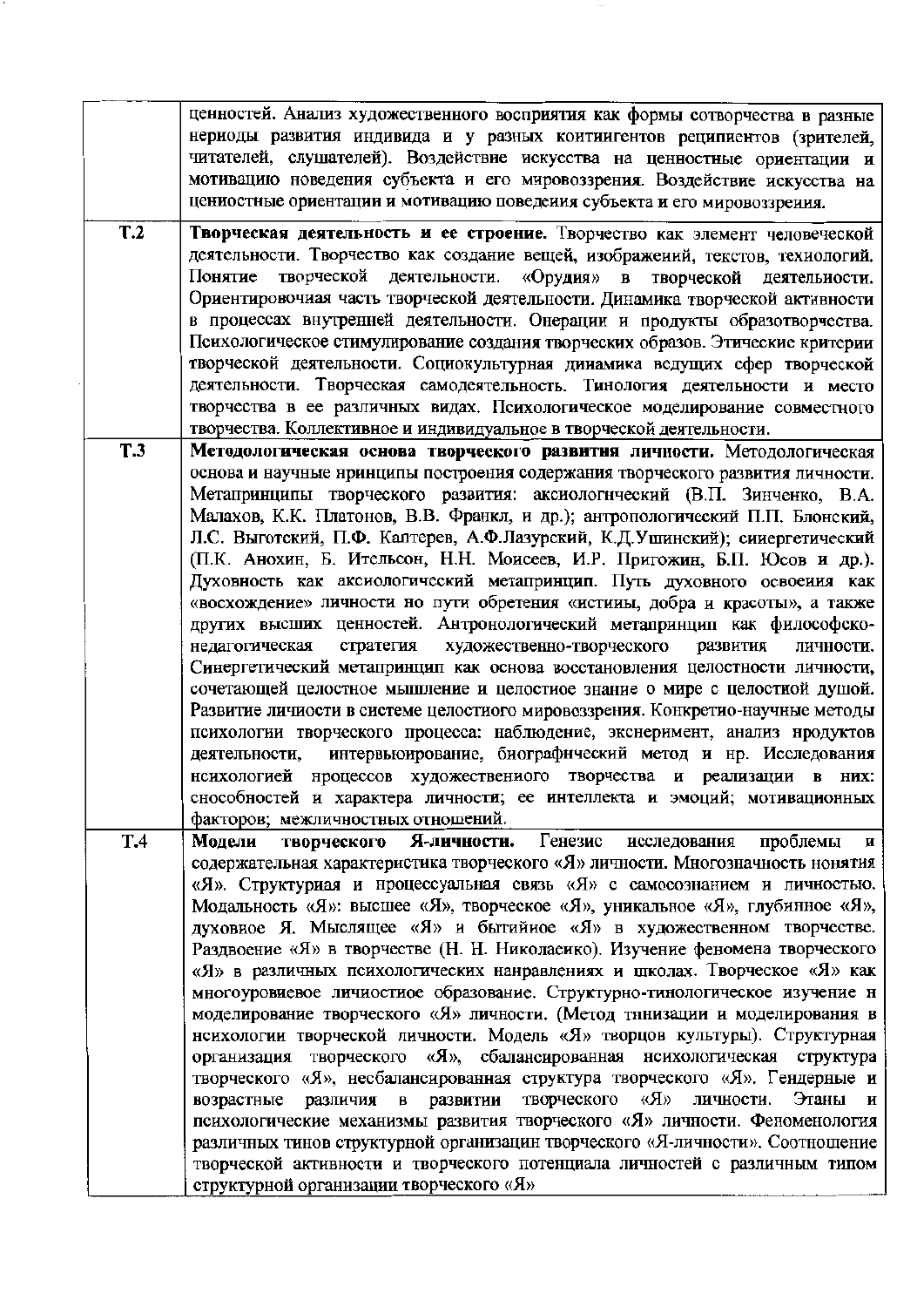| | |
|---|---|
| | ценностей. Анализ художественного восприятия как формы сотворчества в разные периоды развития индивида и у разных контингентов реципиентов (зрителей, читателей, слушателей). Воздействие искусства на ценностные ориентации и мотивацию поведения субъекта и его мировоззрения. Воздействие искусства на ценностные ориентации и мотивацию поведения субъекта и его мировоззрения. |
| **Т.2** | **Творческая деятельность и ее строение.** Творчество как элемент человеческой деятельности. Творчество как создание вещей, изображений, текстов, технологий. Понятие творческой деятельности. «Орудия» в творческой деятельности. Ориентировочная часть творческой деятельности. Динамика творческой активности в процессах внутренней деятельности. Операции и продукты образотворчества. Психологическое стимулирование создания творческих образов. Этические критерии творческой деятельности. Социокультурная динамика ведущих сфер творческой деятельности. Творческая самодеятельность. Типология деятельности и место творчества в ее различных видах. Психологическое моделирование совместного творчества. Коллективное и индивидуальное в творческой деятельности. |
| **Т.3** | **Методологическая основа творческого развития личности.** Методологическая основа и научные принципы построения содержания творческого развития личности. Метапринципы творческого развития: аксиологический (В.П. Зинченко, В.А. Малахов, К.К. Платонов, В.В. Франкл, и др.); антропологический П.П. Блонский, Л.С. Выготский, П.Ф. Каптерев, А.Ф.Лазурский, К.Д.Ушинский); синергетический (П.К. Анохин, Б. Ительсон, Н.Н. Моисеев, И.Р. Пригожин, Б.П. Юсов и др.). Духовность как аксиологический метапринцип. Путь духовного освоения как «восхождение» личности по пути обретения «истины, добра и красоты», а также других высших ценностей. Антропологический метапринцип как философско-педагогическая стратегия художественно-творческого развития личности. Синергетический метапринцип как основа восстановления целостности личности, сочетающей целостное мышление и целостное знание о мире с целостной душой. Развитие личности в системе целостного мировоззрения. Конкретно-научные методы психологии творческого процесса: наблюдение, эксперимент, анализ продуктов деятельности, интервьюирование, биографический метод и пр. Исследования психологией процессов художественного творчества и реализации в них: способностей и характера личности; ее интеллекта и эмоций; мотивационных факторов; межличностных отношений. |
| **Т.4** | **Модели творческого Я-личности.** Генезис исследования проблемы и содержательная характеристика творческого «Я» личности. Многозначность понятия «Я». Структурная и процессуальная связь «Я» с самосознанием и личностью. Модальность «Я»: высшее «Я», творческое «Я», уникальное «Я», глубинное «Я», духовное Я. Мыслящее «Я» и бытийное «Я» в художественном творчестве. Раздвоение «Я» в творчестве (Н. Н. Николаенко). Изучение феномена творческого «Я» в различных психологических направлениях и школах. Творческое «Я» как многоуровневое личностное образование. Структурно-типологическое изучение и моделирование творческого «Я» личности. (Метод типизации и моделирования в психологии творческой личности. Модель «Я» творцов культуры). Структурная организация творческого «Я», сбалансированная психологическая структура творческого «Я», несбалансированная структура творческого «Я». Гендерные и возрастные различия в развитии творческого «Я» личности. Этапы и психологические механизмы развития творческого «Я» личности. Феноменология различных типов структурной организации творческого «Я-личности». Соотношение творческой активности и творческого потенциала личностей с различным типом структурной организации творческого «Я» |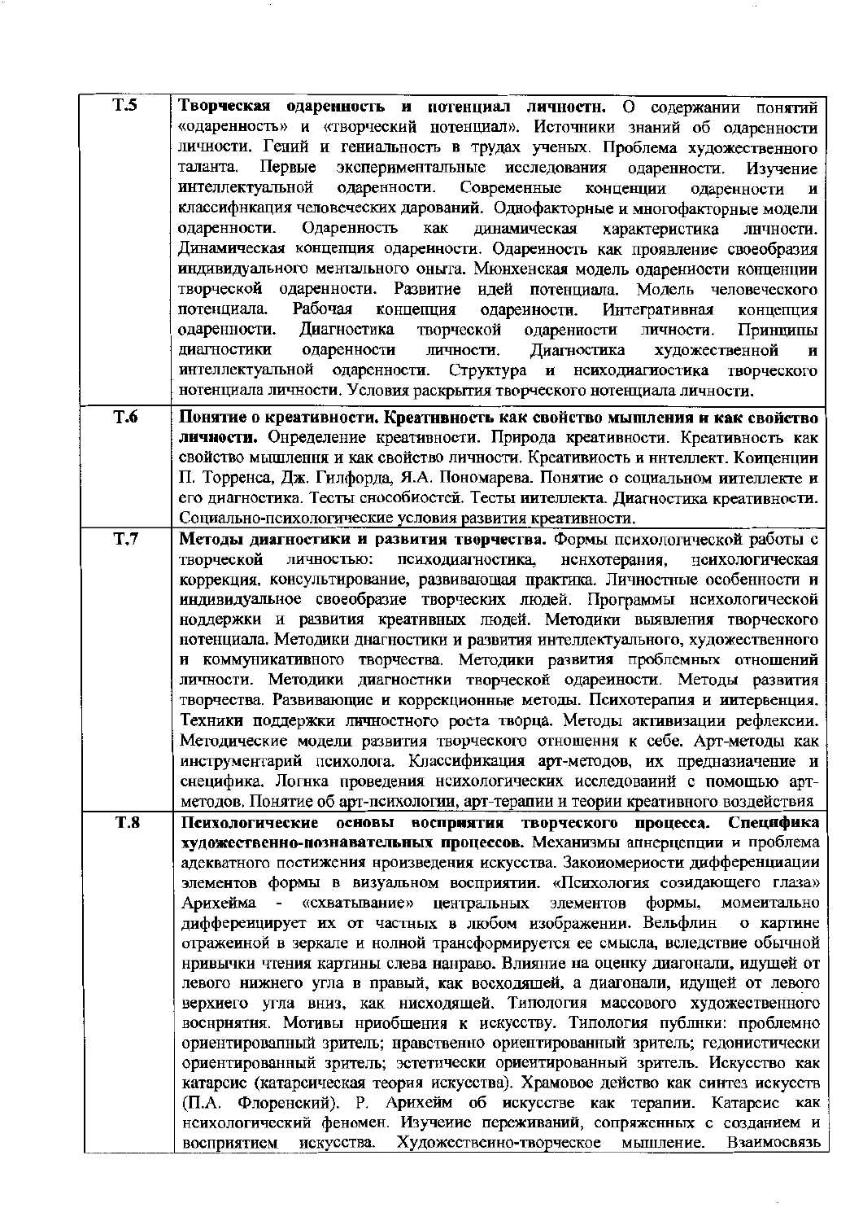| | |
|---|---|
| **Т.5** | **Творческая одаренность и потенциал личности.** О содержании понятий «одаренность» и «творческий потенциал». Источники знаний об одаренности личности. Гений и гениальность в трудах ученых. Проблема художественного таланта. Первые экспериментальные исследования одаренности. Изучение интеллектуальной одаренности. Современные концепции одаренности и классификация человеческих дарований. Однофакторные и многофакторные модели одаренности. Одаренность как динамическая характеристика личности. Динамическая концепция одаренности. Одаренность как проявление своеобразия индивидуального ментального опыта. Мюнхенская модель одаренности концепции творческой одаренности. Развитие идей потенциала. Модель человеческого потенциала. Рабочая концепция одаренности. Интегративная концепция одаренности. Диагностика творческой одаренности личности. Принципы диагностики одаренности личности. Диагностика художественной и интеллектуальной одаренности. Структура и психодиагностика творческого потенциала личности. Условия раскрытия творческого потенциала личности. |
| **Т.6** | **Понятие о креативности. Креативность как свойство мышления и как свойство личности.** Определение креативности. Природа креативности. Креативность как свойство мышления и как свойство личности. Креативность и интеллект. Концепции П. Торренса, Дж. Гилфорда, Я.А. Пономарева. Понятие о социальном интеллекте и его диагностика. Тесты способностей. Тесты интеллекта. Диагностика креативности. Социально-психологические условия развития креативности. |
| **Т.7** | **Методы диагностики и развития творчества.** Формы психологической работы с творческой личностью: психодиагностика, психотерапия, психологическая коррекция, консультирование, развивающая практика. Личностные особенности и индивидуальное своеобразие творческих людей. Программы психологической поддержки и развития креативных людей. Методики выявления творческого потенциала. Методики диагностики и развития интеллектуального, художественного и коммуникативного творчества. Методики развития проблемных отношений личности. Методики диагностики творческой одаренности. Методы развития творчества. Развивающие и коррекционные методы. Психотерапия и интервенция. Техники поддержки личностного роста творца. Методы активизации рефлексии. Методические модели развития творческого отношения к себе. Арт-методы как инструментарий психолога. Классификация арт-методов, их предназначение и специфика. Логика проведения психологических исследований с помощью арт-методов. Понятие об арт-психологии, арт-терапии и теории креативного воздействия |
| **Т.8** | **Психологические основы восприятия творческого процесса. Специфика художественно-познавательных процессов.** Механизмы апперцепции и проблема адекватного постижения произведения искусства. Закономерности дифференциации элементов формы в визуальном восприятии. «Психология созидающего глаза» Арнхейма - «схватывание» центральных элементов формы, моментально дифференцирует их от частных в любом изображении. Вельфлин о картине отраженной в зеркале и полной трансформируется ее смысла, вследствие обычной привычки чтения картины слева направо. Влияние на оценку диагонали, идущей от левого нижнего угла в правый, как восходящей, а диагонали, идущей от левого верхнего угла вниз, как нисходящей. Типология массового художественного восприятия. Мотивы приобщения к искусству. Типология публики: проблемно ориентированный зритель; нравственно ориентированный зритель; гедонистически ориентированный зритель; эстетически ориентированный зритель. Искусство как катарсис (катарсическая теория искусства). Храмовое действо как синтез искусств (П.А. Флоренский). Р. Арнхейм об искусстве как терапии. Катарсис как психологический феномен. Изучение переживаний, сопряженных с созданием и восприятием искусства. Художественно-творческое мышление. Взаимосвязь |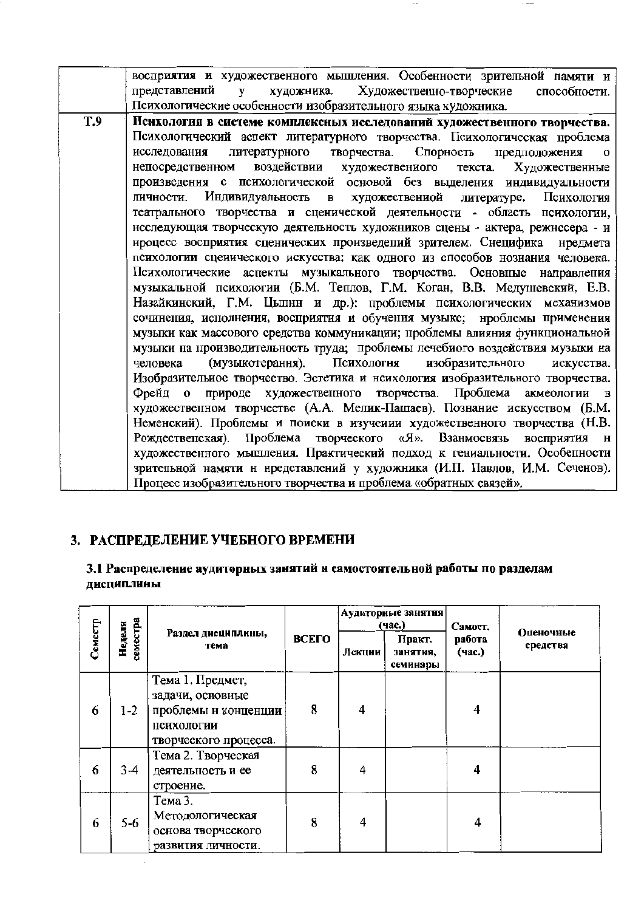| | |
|---|---|
| | восприятия и художественного мышления. Особенности зрительной памяти и представлений у художника. Художественно-творческие способности. Психологические особенности изобразительного языка художника. |
| Т.9 | **Психология в системе комплексных исследований художественного творчества.** Психологический аспект литературного творчества. Психологическая проблема исследования литературного творчества. Спорность предположения о непосредственном воздействии художественного текста. Художественные произведения с психологической основой без выделения индивидуальности личности. Индивидуальность в художественной литературе. Психология театрального творчества и сценической деятельности - область психологии, исследующая творческую деятельность художников сцены - актера, режиссера - и процесс восприятия сценических произведений зрителем. Специфика предмета психологии сценического искусства: как одного из способов познания человека. Психологические аспекты музыкального творчества. Основные направления музыкальной психологии (Б.М. Теплов, Г.М. Коган, В.В. Медушевский, Е.В. Назайкинский, Г.М. Цыпин и др.): проблемы психологических механизмов сочинения, исполнения, восприятия и обучения музыке; проблемы применения музыки как массового средства коммуникации; проблемы влияния функциональной музыки на производительность труда; проблемы лечебного воздействия музыки на человека (музыкотерапия). Психология изобразительного искусства. Изобразительное творчество. Эстетика и психология изобразительного творчества. Фрейд о природе художественного творчества. Проблема акмеологии в художественном творчестве (А.А. Мелик-Пашаев). Познание искусством (Б.М. Неменский). Проблемы и поиски в изучении художественного творчества (Н.В. Рождественская). Проблема творческого «Я». Взаимосвязь восприятия и художественного мышления. Практический подход к гениальности. Особенности зрительной памяти и представлений у художника (И.П. Павлов, И.М. Сеченов). Процесс изобразительного творчества и проблема «обратных связей». |

## 3. РАСПРЕДЕЛЕНИЕ УЧЕБНОГО ВРЕМЕНИ

### 3.1 Распределение аудиторных занятий и самостоятельной работы по разделам дисциплины

| Семестр | Недели семестра | Раздел дисциплины, тема | ВСЕГО | Аудиторные занятия (час.) | | Самост. работа (час.) | Оценочные средства |
|---|---|---|---|---|---|---|---|
| | | | | Лекции | Практ. занятия, семинары | | |
| 6 | 1-2 | Тема 1. Предмет, задачи, основные проблемы и концепции психологии творческого процесса. | 8 | 4 | | 4 | |
| 6 | 3-4 | Тема 2. Творческая деятельность и ее строение. | 8 | 4 | | 4 | |
| 6 | 5-6 | Тема 3. Методологическая основа творческого развития личности. | 8 | 4 | | 4 | |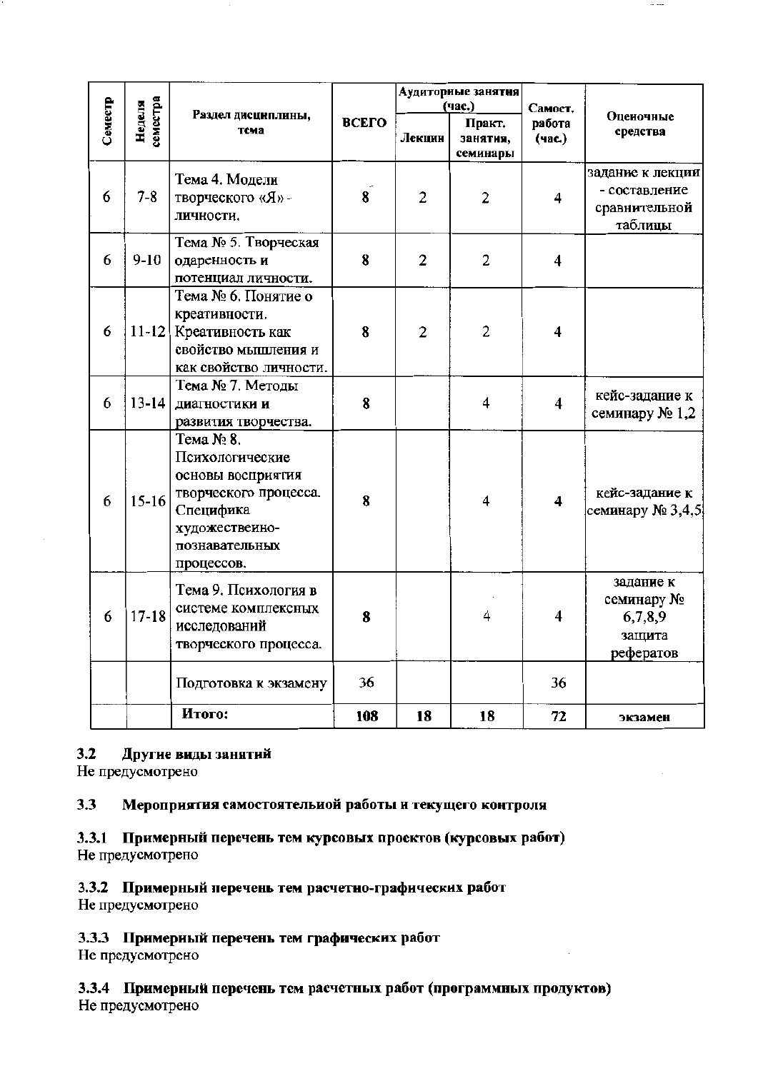| Семестр | Неделя семестра | Раздел дисциплины, тема | ВСЕГО | Аудиторные занятия (час.) | | Самост. работа (час.) | Оценочные средства |
|---|---|---|---|---|---|---|---|
| | | | | Лекции | Практ. занятия, семинары | | |
| 6 | 7-8 | Тема 4. Модели творческого «Я» - личности. | 8 | 2 | 2 | 4 | задание к лекции - составление сравнительной таблицы |
| 6 | 9-10 | Тема № 5. Творческая одаренность и потенциал личности. | 8 | 2 | 2 | 4 | |
| 6 | 11-12 | Тема № 6. Понятие о креативности. Креативность как свойство мышления и как свойство личности. | 8 | 2 | 2 | 4 | |
| 6 | 13-14 | Тема № 7. Методы диагностики и развития творчества. | 8 | | 4 | 4 | кейс-задание к семинару № 1,2 |
| 6 | 15-16 | Тема № 8. Психологические основы восприятия творческого процесса. Специфика художественно-познавательных процессов. | 8 | | 4 | 4 | кейс-задание к семинару № 3,4,5 |
| 6 | 17-18 | Тема 9. Психология в системе комплексных исследований творческого процесса. | 8 | | 4 | 4 | задание к семинару № 6,7,8,9 защита рефератов |
| | | Подготовка к экзамену | 36 | | | 36 | |
| | | **Итого:** | **108** | **18** | **18** | **72** | **экзамен** |

### 3.2 Другие виды занятий
Не предусмотрено

### 3.3 Мероприятия самостоятельной работы и текущего контроля

#### 3.3.1 Примерный перечень тем курсовых проектов (курсовых работ)
Не предусмотрено

#### 3.3.2 Примерный перечень тем расчетно-графических работ
Не предусмотрено

#### 3.3.3 Примерный перечень тем графических работ
Не предусмотрено

#### 3.3.4 Примерный перечень тем расчетных работ (программных продуктов)
Не предусмотрено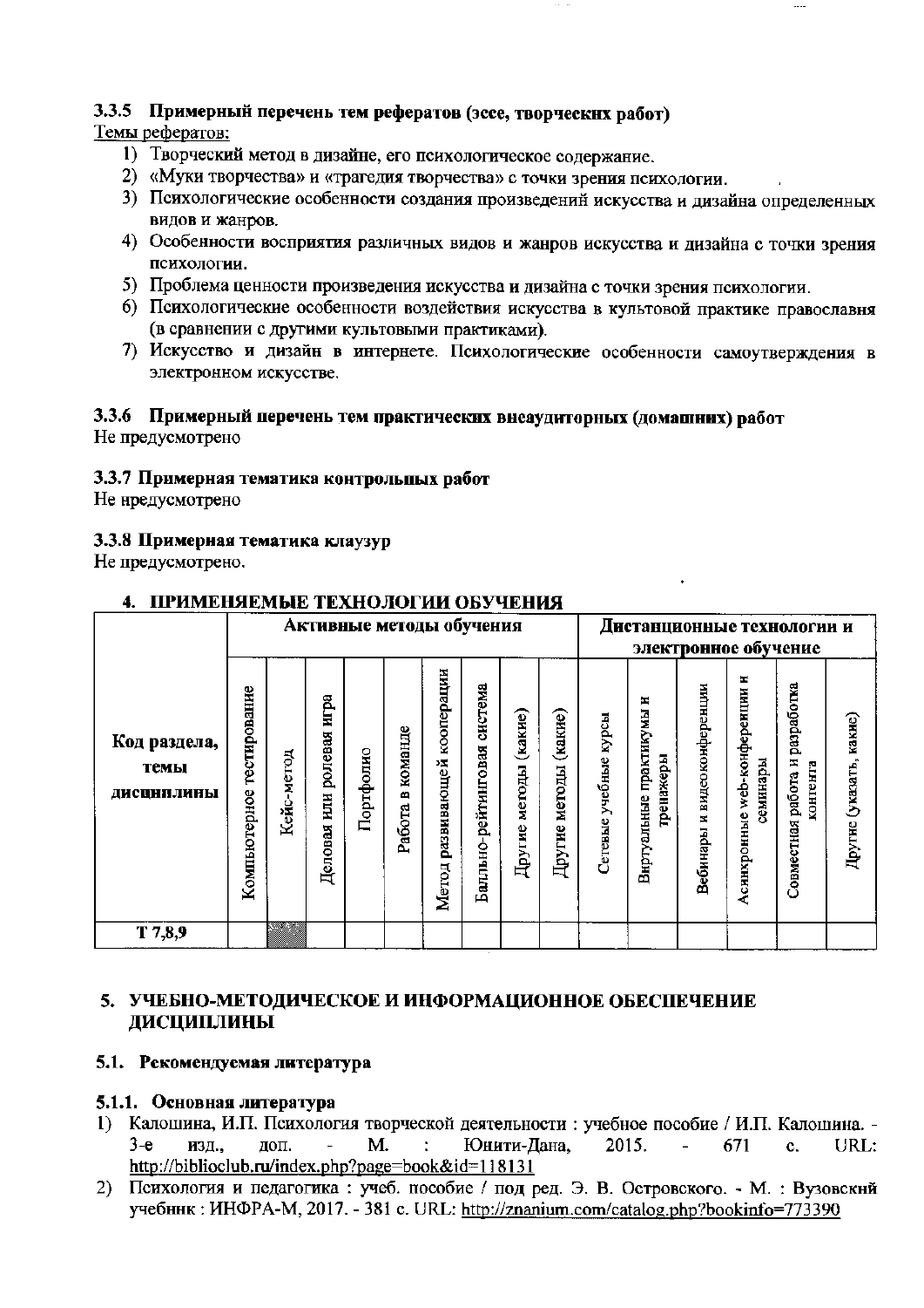### 3.3.5 Примерный перечень тем рефератов (эссе, творческих работ)

Темы рефератов:

1) Творческий метод в дизайне, его психологическое содержание.
2) «Муки творчества» и «трагедия творчества» с точки зрения психологии.
3) Психологические особенности создания произведений искусства и дизайна определенных видов и жанров.
4) Особенности восприятия различных видов и жанров искусства и дизайна с точки зрения психологии.
5) Проблема ценности произведения искусства и дизайна с точки зрения психологии.
6) Психологические особенности воздействия искусства в культовой практике православия (в сравнении с другими культовыми практиками).
7) Искусство и дизайн в интернете. Психологические особенности самоутверждения в электронном искусстве.

### 3.3.6 Примерный перечень тем практических внеаудиторных (домашних) работ

Не предусмотрено

### 3.3.7 Примерная тематика контрольных работ

Не предусмотрено

### 3.3.8 Примерная тематика клаузур

Не предусмотрено.

## 4. ПРИМЕНЯЕМЫЕ ТЕХНОЛОГИИ ОБУЧЕНИЯ

| Код раздела, темы дисциплины | Активные методы обучения | | | | | | | | | Дистанционные технологии и электронное обучение | | | | | |
|---|---|---|---|---|---|---|---|---|---|---|---|---|---|---|---|
| | Компьютерное тестирование | Кейс-метод | Деловая или ролевая игра | Портфолио | Работа в команде | Метод развивающей кооперации | Балльно-рейтинговая система | Другие методы (какие) | Другие методы (какие) | Сетевые учебные курсы | Виртуальные практикумы и тренажеры | Вебинары и видеоконференции | Асинхронные web-конференции и семинары | Совместная работа и разработка контента | Другие (указать, какие) |
| Т 7,8,9 | | ▒ | | | | | | | | | | | | | |

## 5. УЧЕБНО-МЕТОДИЧЕСКОЕ И ИНФОРМАЦИОННОЕ ОБЕСПЕЧЕНИЕ ДИСЦИПЛИНЫ

### 5.1. Рекомендуемая литература

#### 5.1.1. Основная литература

1) Калошина, И.П. Психология творческой деятельности : учебное пособие / И.П. Калошина. - 3-е изд., доп. - М. : Юнити-Дана, 2015. - 671 с. URL: http://biblioclub.ru/index.php?page=book&id=118131
2) Психология и педагогика : учеб. пособие / под ред. Э. В. Островского. - М. : Вузовский учебник : ИНФРА-М, 2017. - 381 с. URL: http://znanium.com/catalog.php?bookinfo=773390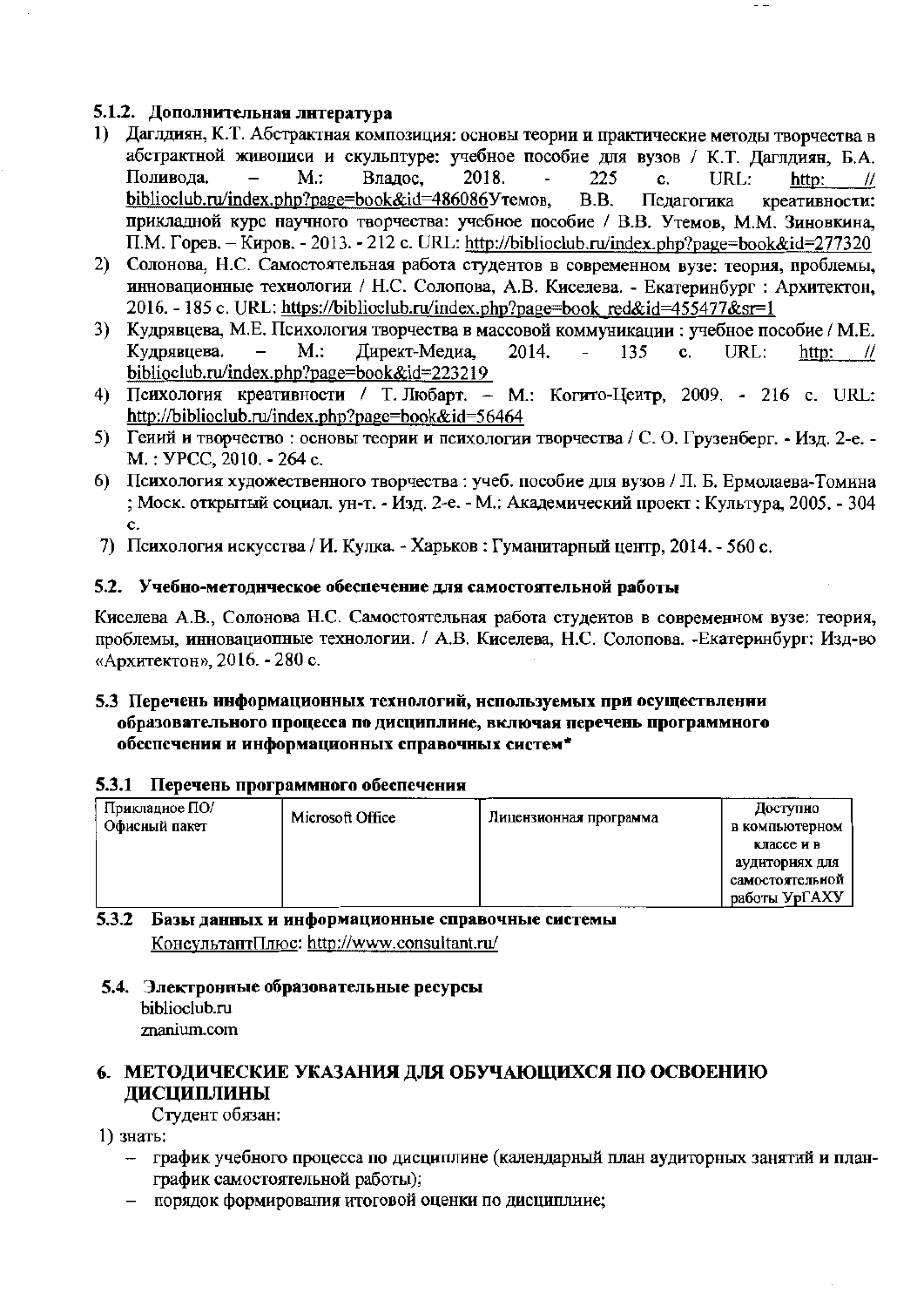### 5.1.2. Дополнительная литература

1) Даглдиян, К.Т. Абстрактная композиция: основы теории и практические методы творчества в абстрактной живописи и скульптуре: учебное пособие для вузов / К.Т. Даглдиян, Б.А. Поливода. – М.: Владос, 2018. - 225 с. URL: http: // biblioclub.ru/index.php?page=book&id=486086Утемов, В.В. Педагогика креативности: прикладной курс научного творчества: учебное пособие / В.В. Утемов, М.М. Зиновкина, П.М. Горев. – Киров. - 2013. - 212 с. URL: http://biblioclub.ru/index.php?page=book&id=277320
2) Солонова, Н.С. Самостоятельная работа студентов в современном вузе: теория, проблемы, инновационные технологии / Н.С. Солопова, А.В. Киселева. - Екатеринбург : Архитектон, 2016. - 185 с. URL: https://biblioclub.ru/index.php?page=book_red&id=455477&sr=1
3) Кудрявцева, М.Е. Психология творчества в массовой коммуникации : учебное пособие / М.Е. Кудрявцева. – М.: Директ-Медиа, 2014. - 135 с. URL: http: // biblioclub.ru/index.php?page=book&id=223219
4) Психология креативности / Т. Любарт. – М.: Когито-Центр, 2009. - 216 с. URL: http://biblioclub.ru/index.php?page=book&id=56464
5) Гений и творчество : основы теории и психологии творчества / С. О. Грузенберг. - Изд. 2-е. - М. : УРСС, 2010. - 264 с.
6) Психология художественного творчества : учеб. пособие для вузов / Л. Б. Ермолаева-Томина ; Моск. открытый социал. ун-т. - Изд. 2-е. - М.: Академический проект : Культура, 2005. - 304 с.
7) Психология искусства / И. Кулка. - Харьков : Гуманитарный центр, 2014. - 560 с.

### 5.2. Учебно-методическое обеспечение для самостоятельной работы

Киселева А.В., Солонова Н.С. Самостоятельная работа студентов в современном вузе: теория, проблемы, инновационные технологии. / А.В. Киселева, Н.С. Солопова. -Екатеринбург: Изд-во «Архитектон», 2016. - 280 с.

### 5.3 Перечень информационных технологий, используемых при осуществлении образовательного процесса по дисциплине, включая перечень программного обеспечения и информационных справочных систем*

#### 5.3.1 Перечень программного обеспечения

| Прикладное ПО/ Офисный пакет | Microsoft Office | Лицензионная программа | Доступно в компьютерном классе и в аудиториях для самостоятельной работы УрГАХУ |
|---|---|---|---|

#### 5.3.2 Базы данных и информационные справочные системы

КонсультантПлюс: http://www.consultant.ru/

### 5.4. Электронные образовательные ресурсы

biblioclub.ru
znanium.com

## 6. МЕТОДИЧЕСКИЕ УКАЗАНИЯ ДЛЯ ОБУЧАЮЩИХСЯ ПО ОСВОЕНИЮ ДИСЦИПЛИНЫ

Студент обязан:

1) знать:
   - график учебного процесса по дисциплине (календарный план аудиторных занятий и план-график самостоятельной работы);
   - порядок формирования итоговой оценки по дисциплине;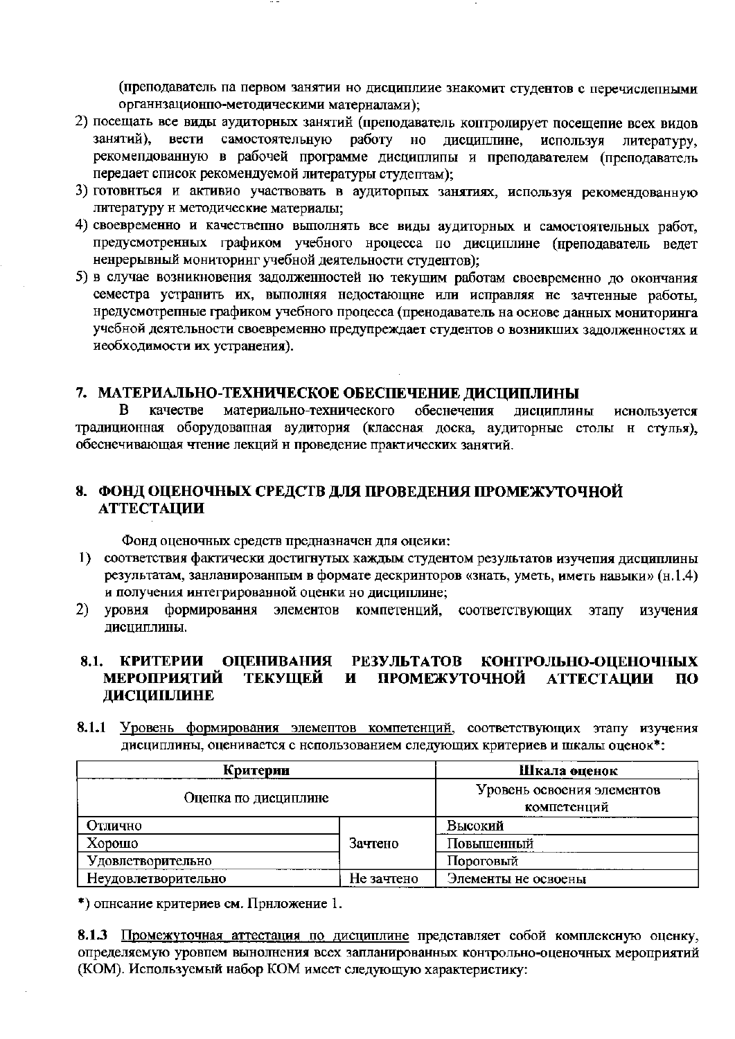(преподаватель на первом занятии по дисциплине знакомит студентов с перечисленными организационно-методическими материалами);

2) посещать все виды аудиторных занятий (преподаватель контролирует посещение всех видов занятий), вести самостоятельную работу по дисциплине, используя литературу, рекомендованную в рабочей программе дисциплины и преподавателем (преподаватель передает список рекомендуемой литературы студентам);
3) готовиться и активно участвовать в аудиторных занятиях, используя рекомендованную литературу и методические материалы;
4) своевременно и качественно выполнять все виды аудиторных и самостоятельных работ, предусмотренных графиком учебного процесса по дисциплине (преподаватель ведет непрерывный мониторинг учебной деятельности студентов);
5) в случае возникновения задолженностей по текущим работам своевременно до окончания семестра устранить их, выполняя недостающие или исправляя не зачтенные работы, предусмотренные графиком учебного процесса (преподаватель на основе данных мониторинга учебной деятельности своевременно предупреждает студентов о возникших задолженностях и необходимости их устранения).

## 7. МАТЕРИАЛЬНО-ТЕХНИЧЕСКОЕ ОБЕСПЕЧЕНИЕ ДИСЦИПЛИНЫ

В качестве материально-технического обеспечения дисциплины используется традиционная оборудованная аудитория (классная доска, аудиторные столы и стулья), обеспечивающая чтение лекций и проведение практических занятий.

## 8. ФОНД ОЦЕНОЧНЫХ СРЕДСТВ ДЛЯ ПРОВЕДЕНИЯ ПРОМЕЖУТОЧНОЙ АТТЕСТАЦИИ

Фонд оценочных средств предназначен для оценки:

1) соответствия фактически достигнутых каждым студентом результатов изучения дисциплины результатам, запланированным в формате дескрипторов «знать, уметь, иметь навыки» (п.1.4) и получения интегрированной оценки по дисциплине;
2) уровня формирования элементов компетенций, соответствующих этапу изучения дисциплины.

### 8.1. КРИТЕРИИ ОЦЕНИВАНИЯ РЕЗУЛЬТАТОВ КОНТРОЛЬНО-ОЦЕНОЧНЫХ МЕРОПРИЯТИЙ ТЕКУЩЕЙ И ПРОМЕЖУТОЧНОЙ АТТЕСТАЦИИ ПО ДИСЦИПЛИНЕ

**8.1.1** Уровень формирования элементов компетенций, соответствующих этапу изучения дисциплины, оценивается с использованием следующих критериев и шкалы оценок*:

| Критерии | | Шкала оценок |
|---|---|---|
| Оценка по дисциплине | | Уровень освоения элементов компетенций |
| Отлично | Зачтено | Высокий |
| Хорошо | | Повышенный |
| Удовлетворительно | | Пороговый |
| Неудовлетворительно | Не зачтено | Элементы не освоены |

*) описание критериев см. Приложение 1.

**8.1.3** Промежуточная аттестация по дисциплине представляет собой комплексную оценку, определяемую уровнем выполнения всех запланированных контрольно-оценочных мероприятий (КОМ). Используемый набор КОМ имеет следующую характеристику: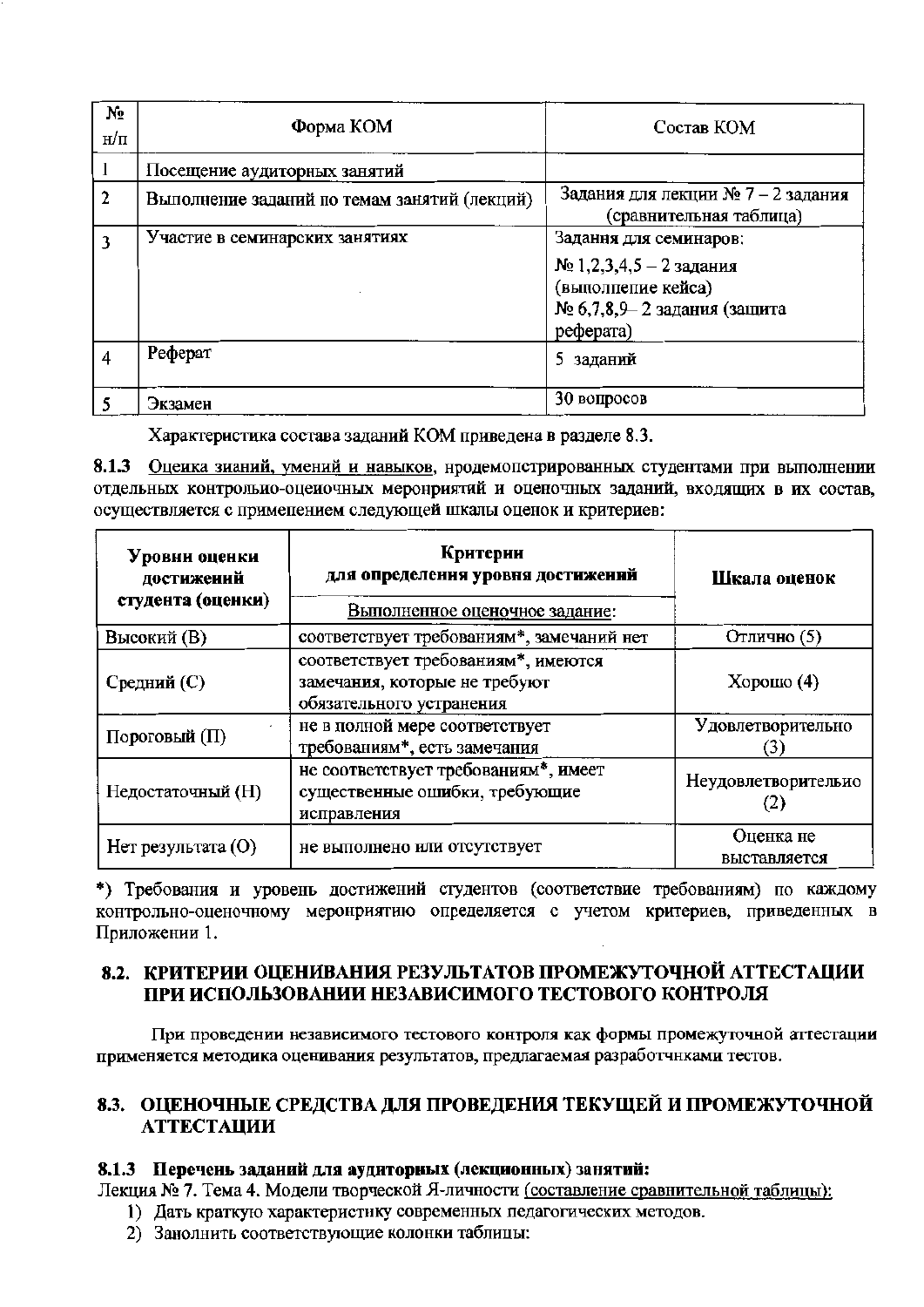| № н/п | Форма КОМ | Состав КОМ |
|---|---|---|
| 1 | Посещение аудиторных занятий | |
| 2 | Выполнение заданий по темам занятий (лекций) | Задания для лекции № 7 – 2 задания (сравнительная таблица) |
| 3 | Участие в семинарских занятиях | Задания для семинаров:<br>№ 1,2,3,4,5 – 2 задания (выполнение кейса)<br>№ 6,7,8,9– 2 задания (защита реферата) |
| 4 | Реферат | 5 заданий |
| 5 | Экзамен | 30 вопросов |

Характеристика состава заданий КОМ приведена в разделе 8.3.

**8.1.3** Оценка знаний, умений и навыков, продемонстрированных студентами при выполнении отдельных контрольно-оценочных мероприятий и оценочных заданий, входящих в их состав, осуществляется с применением следующей шкалы оценок и критериев:

| Уровни оценки достижений студента (оценки) | Критерии для определения уровня достижений | Шкала оценок |
|---|---|---|
| | Выполненное оценочное задание: | |
| Высокий (В) | соответствует требованиям*, замечаний нет | Отлично (5) |
| Средний (С) | соответствует требованиям*, имеются замечания, которые не требуют обязательного устранения | Хорошо (4) |
| Пороговый (П) | не в полной мере соответствует требованиям*, есть замечания | Удовлетворительно (3) |
| Недостаточный (Н) | не соответствует требованиям*, имеет существенные ошибки, требующие исправления | Неудовлетворительно (2) |
| Нет результата (О) | не выполнено или отсутствует | Оценка не выставляется |

*) Требования и уровень достижений студентов (соответствие требованиям) по каждому контрольно-оценочному мероприятию определяется с учетом критериев, приведенных в Приложении 1.

## 8.2. КРИТЕРИИ ОЦЕНИВАНИЯ РЕЗУЛЬТАТОВ ПРОМЕЖУТОЧНОЙ АТТЕСТАЦИИ ПРИ ИСПОЛЬЗОВАНИИ НЕЗАВИСИМОГО ТЕСТОВОГО КОНТРОЛЯ

При проведении независимого тестового контроля как формы промежуточной аттестации применяется методика оценивания результатов, предлагаемая разработчиками тестов.

## 8.3. ОЦЕНОЧНЫЕ СРЕДСТВА ДЛЯ ПРОВЕДЕНИЯ ТЕКУЩЕЙ И ПРОМЕЖУТОЧНОЙ АТТЕСТАЦИИ

**8.1.3 Перечень заданий для аудиторных (лекционных) занятий:**

Лекция № 7. Тема 4. Модели творческой Я-личности (составление сравнительной таблицы):

1) Дать краткую характеристику современных педагогических методов.
2) Заполнить соответствующие колонки таблицы: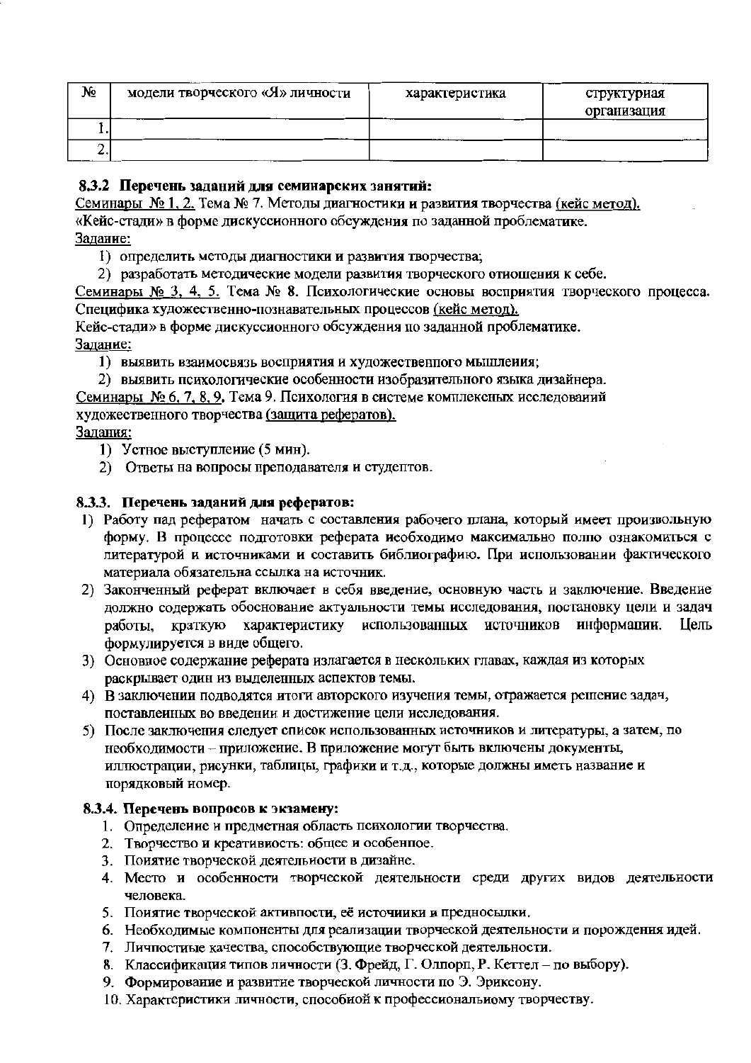| № | модели творческого «Я» личности | характеристика | структурная организация |
|---|---|---|---|
| 1. | | | |
| 2. | | | |

### 8.3.2 Перечень заданий для семинарских занятий:

Семинары № 1, 2. Тема № 7. Методы диагностики и развития творчества (кейс метод).
«Кейс-стади» в форме дискуссионного обсуждения по заданной проблематике.

Задание:

1) определить методы диагностики и развития творчества;
2) разработать методические модели развития творческого отношения к себе.

Семинары № 3, 4, 5. Тема № 8. Психологические основы восприятия творческого процесса. Специфика художественно-познавательных процессов (кейс метод).

Кейс-стади» в форме дискуссионного обсуждения по заданной проблематике.

Задание:

1) выявить взаимосвязь восприятия и художественного мышления;
2) выявить психологические особенности изобразительного языка дизайнера.

Семинары № 6, 7, 8, 9. Тема 9. Психология в системе комплексных исследований художественного творчества (защита рефератов).

Задания:

1) Устное выступление (5 мин).
2) Ответы на вопросы преподавателя и студентов.

### 8.3.3. Перечень заданий для рефератов:

1) Работу над рефератом начать с составления рабочего плана, который имеет произвольную форму. В процессе подготовки реферата необходимо максимально полно ознакомиться с литературой и источниками и составить библиографию. При использовании фактического материала обязательна ссылка на источник.
2) Законченный реферат включает в себя введение, основную часть и заключение. Введение должно содержать обоснование актуальности темы исследования, постановку цели и задач работы, краткую характеристику использованных источников информации. Цель формулируется в виде общего.
3) Основное содержание реферата излагается в нескольких главах, каждая из которых раскрывает один из выделенных аспектов темы.
4) В заключении подводятся итоги авторского изучения темы, отражается решение задач, поставленных во введении и достижение цели исследования.
5) После заключения следует список использованных источников и литературы, а затем, по необходимости – приложение. В приложение могут быть включены документы, иллюстрации, рисунки, таблицы, графики и т.д., которые должны иметь название и порядковый номер.

### 8.3.4. Перечень вопросов к экзамену:

1. Определение и предметная область психологии творчества.
2. Творчество и креативность: общее и особенное.
3. Понятие творческой деятельности в дизайне.
4. Место и особенности творческой деятельности среди других видов деятельности человека.
5. Понятие творческой активности, её источники и предпосылки.
6. Необходимые компоненты для реализации творческой деятельности и порождения идей.
7. Личностные качества, способствующие творческой деятельности.
8. Классификация типов личности (З. Фрейд, Г. Олпорт, Р. Кеттел – по выбору).
9. Формирование и развитие творческой личности по Э. Эриксону.
10. Характеристики личности, способной к профессиональному творчеству.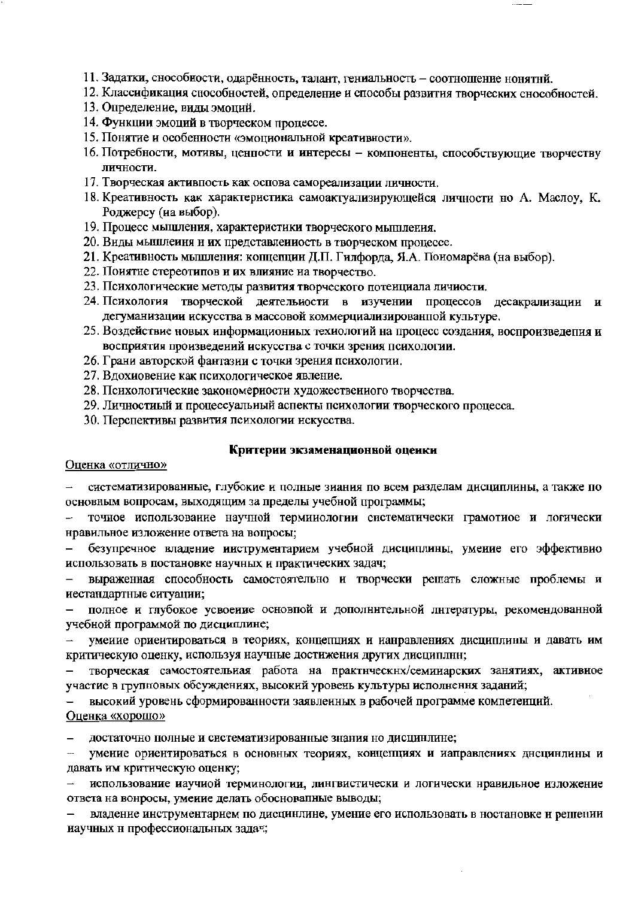11. Задатки, способности, одарённость, талант, гениальность – соотношение понятий.
12. Классификация способностей, определение и способы развития творческих способностей.
13. Определение, виды эмоций.
14. Функции эмоций в творческом процессе.
15. Понятие и особенности «эмоциональной креативности».
16. Потребности, мотивы, ценности и интересы – компоненты, способствующие творчеству личности.
17. Творческая активность как основа самореализации личности.
18. Креативность как характеристика самоактуализирующейся личности по А. Маслоу, К. Роджерсу (на выбор).
19. Процесс мышления, характеристики творческого мышления.
20. Виды мышления и их представленность в творческом процессе.
21. Креативность мышления: концепции Д.П. Гилфорда, Я.А. Пономарёва (на выбор).
22. Понятие стереотипов и их влияние на творчество.
23. Психологические методы развития творческого потенциала личности.
24. Психология творческой деятельности в изучении процессов десакрализации и дегуманизации искусства в массовой коммерциализированной культуре.
25. Воздействие новых информационных технологий на процесс создания, воспроизведения и восприятия произведений искусства с точки зрения психологии.
26. Грани авторской фантазии с точки зрения психологии.
27. Вдохновение как психологическое явление.
28. Психологические закономерности художественного творчества.
29. Личностный и процессуальный аспекты психологии творческого процесса.
30. Перспективы развития психологии искусства.

### Критерии экзаменационной оценки

Оценка «отлично»

– систематизированные, глубокие и полные знания по всем разделам дисциплины, а также по основным вопросам, выходящим за пределы учебной программы;
– точное использование научной терминологии систематически грамотное и логически правильное изложение ответа на вопросы;
– безупречное владение инструментарием учебной дисциплины, умение его эффективно использовать в постановке научных и практических задач;
– выраженная способность самостоятельно и творчески решать сложные проблемы и нестандартные ситуации;
– полное и глубокое усвоение основной и дополнительной литературы, рекомендованной учебной программой по дисциплине;
– умение ориентироваться в теориях, концепциях и направлениях дисциплины и давать им критическую оценку, используя научные достижения других дисциплин;
– творческая самостоятельная работа на практических/семинарских занятиях, активное участие в групповых обсуждениях, высокий уровень культуры исполнения заданий;
– высокий уровень сформированности заявленных в рабочей программе компетенций.

Оценка «хорошо»

– достаточно полные и систематизированные знания по дисциплине;
– умение ориентироваться в основных теориях, концепциях и направлениях дисциплины и давать им критическую оценку;
– использование научной терминологии, лингвистически и логически правильное изложение ответа на вопросы, умение делать обоснованные выводы;
– владение инструментарием по дисциплине, умение его использовать в постановке и решении научных и профессиональных задач;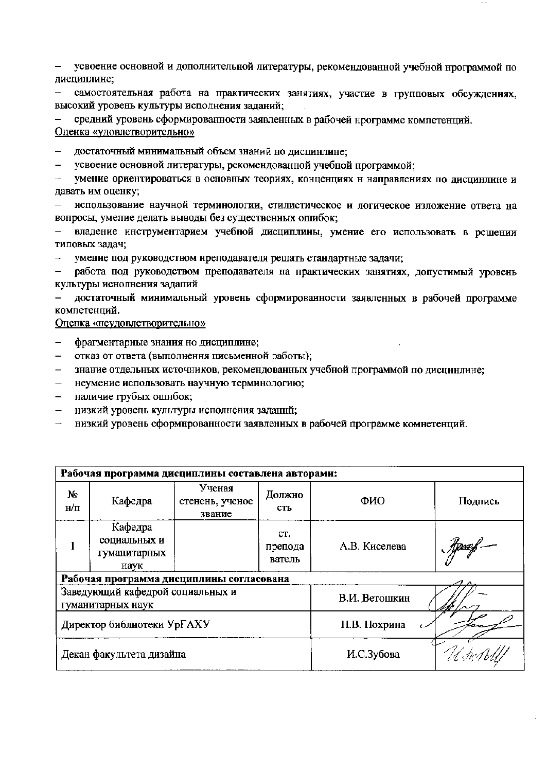– усвоение основной и дополнительной литературы, рекомендованной учебной программой по дисциплине;

– самостоятельная работа на практических занятиях, участие в групповых обсуждениях, высокий уровень культуры исполнения заданий;

– средний уровень сформированности заявленных в рабочей программе компетенций.

Оценка «удовлетворительно»

– достаточный минимальный объем знаний по дисциплине;
– усвоение основной литературы, рекомендованной учебной программой;
– умение ориентироваться в основных теориях, концепциях и направлениях по дисциплине и давать им оценку;
– использование научной терминологии, стилистическое и логическое изложение ответа на вопросы, умение делать выводы без существенных ошибок;
– владение инструментарием учебной дисциплины, умение его использовать в решении типовых задач;
– умение под руководством преподавателя решать стандартные задачи;
– работа под руководством преподавателя на практических занятиях, допустимый уровень культуры исполнения заданий
– достаточный минимальный уровень сформированности заявленных в рабочей программе компетенций.

Оценка «неудовлетворительно»

– фрагментарные знания по дисциплине;
– отказ от ответа (выполнения письменной работы);
– знание отдельных источников, рекомендованных учебной программой по дисциплине;
– неумение использовать научную терминологию;
– наличие грубых ошибок;
– низкий уровень культуры исполнения заданий;
– низкий уровень сформированности заявленных в рабочей программе компетенций.

| **Рабочая программа дисциплины составлена авторами:** | | | | | |
|---|---|---|---|---|---|
| № н/п | Кафедра | Ученая степень, ученое звание | Должность | ФИО | Подпись |
| 1 | Кафедра социальных и гуманитарных наук | | ст. преподаватель | А.В. Киселева | |
| **Рабочая программа дисциплины согласована** | | | | | |
| Заведующий кафедрой социальных и гуманитарных наук | | | | В.И. Ветошкин | |
| Директор библиотеки УрГАХУ | | | | Н.В. Нохрина | |
| Декан факультета дизайна | | | | И.С.Зубова | |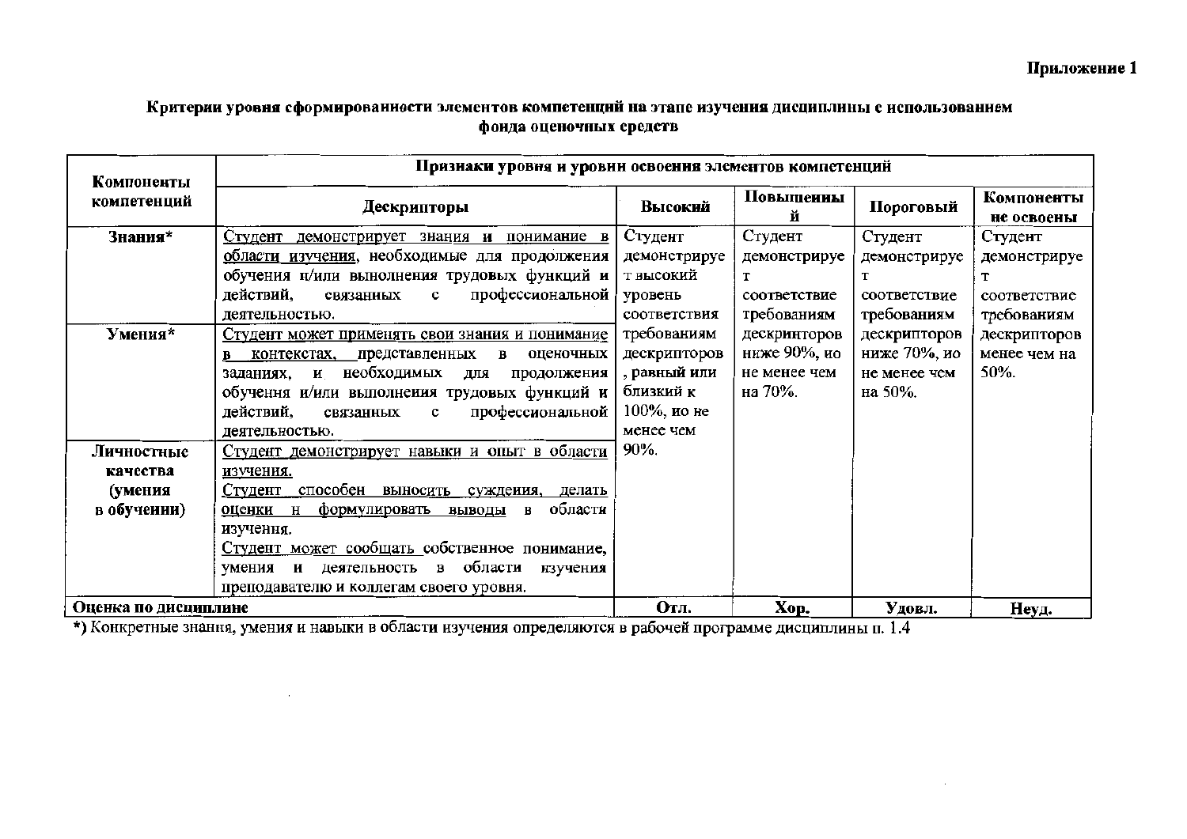**Приложение 1**

**Критерии уровня сформированности элементов компетенций на этапе изучения дисциплины с использованием фонда оценочных средств**

| Компоненты компетенций | Признаки уровня и уровни освоения элементов компетенций | | | | |
|---|---|---|---|---|---|
| | Дескрипторы | Высокий | Повышенный | Пороговый | Компоненты не освоены |
| **Знания*** | Студент демонстрирует знания и понимание в области изучения, необходимые для продолжения обучения и/или выполнения трудовых функций и действий, связанных с профессиональной деятельностью. | Студент демонстрирует высокий уровень соответствия требованиям дескрипторов, равный или близкий к 100%, но не менее чем 90%. | Студент демонстрирует соответствие требованиям дескрипторов ниже 90%, но не менее чем на 70%. | Студент демонстрирует соответствие требованиям дескрипторов ниже 70%, но не менее чем на 50%. | Студент демонстрирует соответствие требованиям дескрипторов менее чем на 50%. |
| **Умения*** | Студент может применять свои знания и понимание в контекстах, представленных в оценочных заданиях, и необходимых для продолжения обучения и/или выполнения трудовых функций и действий, связанных с профессиональной деятельностью. | | | | |
| **Личностные качества (умения в обучении)** | Студент демонстрирует навыки и опыт в области изучения. Студент способен выносить суждения, делать оценки и формулировать выводы в области изучения. Студент может сообщать собственное понимание, умения и деятельность в области изучения преподавателю и коллегам своего уровня. | | | | |
| **Оценка по дисциплине** | | **Отл.** | **Хор.** | **Удовл.** | **Неуд.** |

**\*)** Конкретные знания, умения и навыки в области изучения определяются в рабочей программе дисциплины п. 1.4